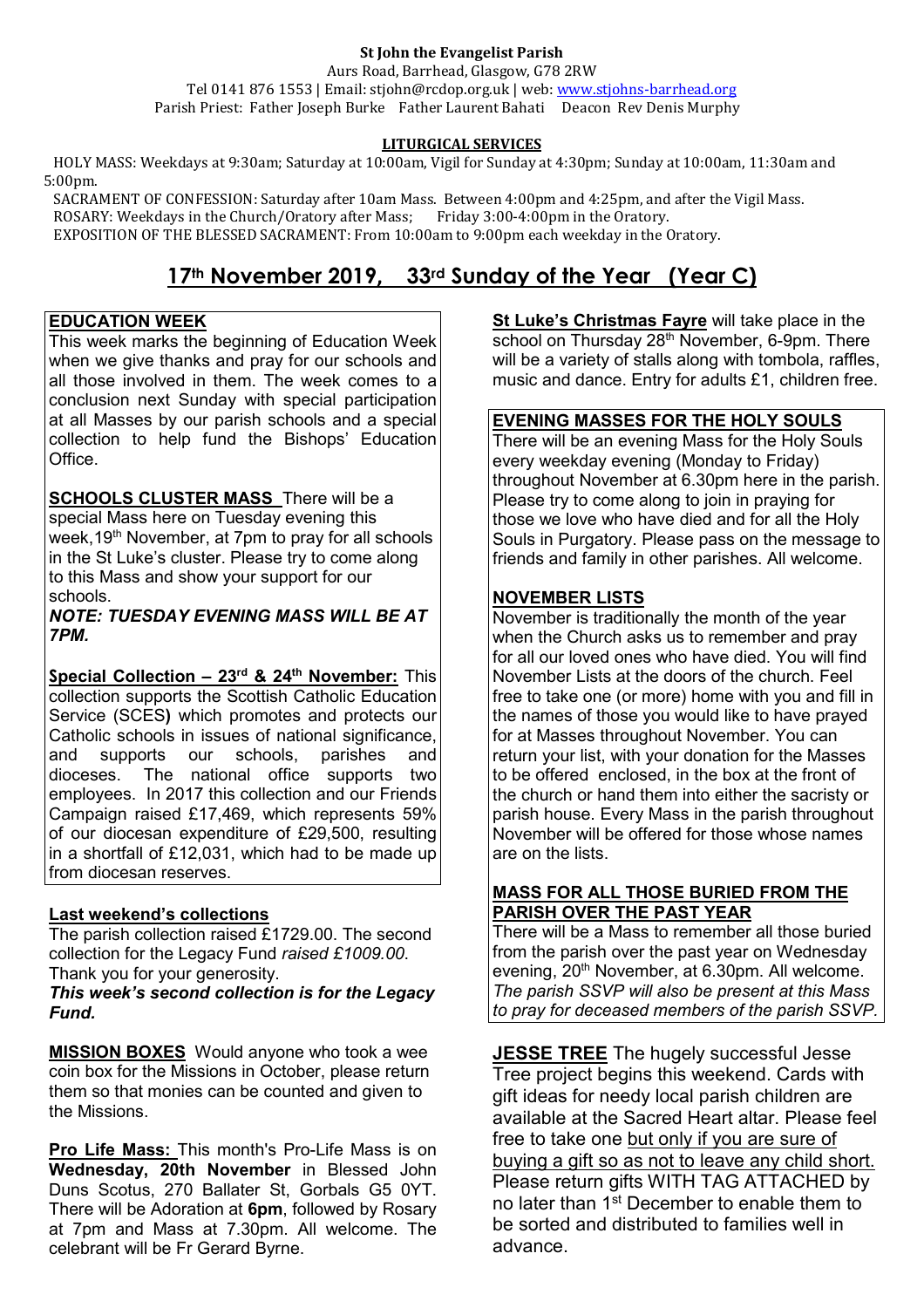**St John the Evangelist Parish**

Aurs Road, Barrhead, Glasgow, G78 2RW
Tel 0141 876 1553 | Email: stjohn@rcdop.org.uk | web: www.stjohns-barrhead.org
Parish Priest: Father Joseph Burke Father Laurent Bahati Deacon Rev Denis Murphy

**LITURGICAL SERVICES**

HOLY MASS: Weekdays at 9:30am; Saturday at 10:00am, Vigil for Sunday at 4:30pm; Sunday at 10:00am, 11:30am and 5:00pm.
SACRAMENT OF CONFESSION: Saturday after 10am Mass. Between 4:00pm and 4:25pm, and after the Vigil Mass.
ROSARY: Weekdays in the Church/Oratory after Mass; Friday 3:00-4:00pm in the Oratory.
EXPOSITION OF THE BLESSED SACRAMENT: From 10:00am to 9:00pm each weekday in the Oratory.

# 17th November 2019, 33rd Sunday of the Year (Year C)

**EDUCATION WEEK**

This week marks the beginning of Education Week when we give thanks and pray for our schools and all those involved in them. The week comes to a conclusion next Sunday with special participation at all Masses by our parish schools and a special collection to help fund the Bishops' Education Office.

**SCHOOLS CLUSTER MASS** There will be a special Mass here on Tuesday evening this week, 19th November, at 7pm to pray for all schools in the St Luke's cluster. Please try to come along to this Mass and show your support for our schools.

***NOTE: TUESDAY EVENING MASS WILL BE AT 7PM.***

**Special Collection – 23rd & 24th November:** This collection supports the Scottish Catholic Education Service (SCES**)** which promotes and protects our Catholic schools in issues of national significance, and supports our schools, parishes and dioceses. The national office supports two employees. In 2017 this collection and our Friends Campaign raised £17,469, which represents 59% of our diocesan expenditure of £29,500, resulting in a shortfall of £12,031, which had to be made up from diocesan reserves.

**Last weekend's collections**

The parish collection raised £1729.00. The second collection for the Legacy Fund *raised £1009.00*. Thank you for your generosity.

***This week's second collection is for the Legacy Fund.***

**MISSION BOXES** Would anyone who took a wee coin box for the Missions in October, please return them so that monies can be counted and given to the Missions.

**Pro Life Mass:** This month's Pro-Life Mass is on **Wednesday, 20th November** in Blessed John Duns Scotus, 270 Ballater St, Gorbals G5 0YT. There will be Adoration at **6pm**, followed by Rosary at 7pm and Mass at 7.30pm. All welcome. The celebrant will be Fr Gerard Byrne.

**St Luke's Christmas Fayre** will take place in the school on Thursday 28th November, 6-9pm. There will be a variety of stalls along with tombola, raffles, music and dance. Entry for adults £1, children free.

**EVENING MASSES FOR THE HOLY SOULS**

There will be an evening Mass for the Holy Souls every weekday evening (Monday to Friday) throughout November at 6.30pm here in the parish. Please try to come along to join in praying for those we love who have died and for all the Holy Souls in Purgatory. Please pass on the message to friends and family in other parishes. All welcome.

**NOVEMBER LISTS**

November is traditionally the month of the year when the Church asks us to remember and pray for all our loved ones who have died. You will find November Lists at the doors of the church. Feel free to take one (or more) home with you and fill in the names of those you would like to have prayed for at Masses throughout November. You can return your list, with your donation for the Masses to be offered enclosed, in the box at the front of the church or hand them into either the sacristy or parish house. Every Mass in the parish throughout November will be offered for those whose names are on the lists.

**MASS FOR ALL THOSE BURIED FROM THE PARISH OVER THE PAST YEAR**

There will be a Mass to remember all those buried from the parish over the past year on Wednesday evening, 20th November, at 6.30pm. All welcome. *The parish SSVP will also be present at this Mass to pray for deceased members of the parish SSVP.*

**JESSE TREE** The hugely successful Jesse Tree project begins this weekend. Cards with gift ideas for needy local parish children are available at the Sacred Heart altar. Please feel free to take one but only if you are sure of buying a gift so as not to leave any child short. Please return gifts WITH TAG ATTACHED by no later than 1st December to enable them to be sorted and distributed to families well in advance.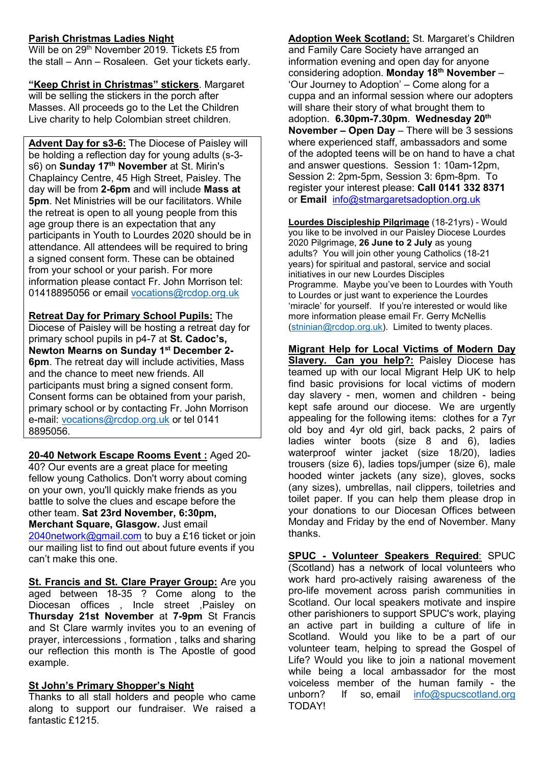**Parish Christmas Ladies Night**
Will be on 29th November 2019. Tickets £5 from the stall – Ann – Rosaleen. Get your tickets early.

**"Keep Christ in Christmas" stickers**. Margaret will be selling the stickers in the porch after Masses. All proceeds go to the Let the Children Live charity to help Colombian street children.

**Advent Day for s3-6:** The Diocese of Paisley will be holding a reflection day for young adults (s-3-s6) on **Sunday 17th November** at St. Mirin's Chaplaincy Centre, 45 High Street, Paisley. The day will be from **2-6pm** and will include **Mass at 5pm**. Net Ministries will be our facilitators. While the retreat is open to all young people from this age group there is an expectation that any participants in Youth to Lourdes 2020 should be in attendance. All attendees will be required to bring a signed consent form. These can be obtained from your school or your parish. For more information please contact Fr. John Morrison tel: 01418895056 or email vocations@rcdop.org.uk

**Retreat Day for Primary School Pupils:** The Diocese of Paisley will be hosting a retreat day for primary school pupils in p4-7 at **St. Cadoc's, Newton Mearns on Sunday 1st December 2-6pm**. The retreat day will include activities, Mass and the chance to meet new friends. All participants must bring a signed consent form. Consent forms can be obtained from your parish, primary school or by contacting Fr. John Morrison e-mail: vocations@rcdop.org.uk or tel 0141 8895056.

**20-40 Network Escape Rooms Event :** Aged 20-40? Our events are a great place for meeting fellow young Catholics. Don't worry about coming on your own, you'll quickly make friends as you battle to solve the clues and escape before the other team. **Sat 23rd November, 6:30pm, Merchant Square, Glasgow.** Just email 2040network@gmail.com to buy a £16 ticket or join our mailing list to find out about future events if you can't make this one.

**St. Francis and St. Clare Prayer Group:** Are you aged between 18-35 ? Come along to the Diocesan offices , Incle street ,Paisley on **Thursday 21st November** at **7-9pm** St Francis and St Clare warmly invites you to an evening of prayer, intercessions , formation , talks and sharing our reflection this month is The Apostle of good example.

**St John's Primary Shopper's Night**
Thanks to all stall holders and people who came along to support our fundraiser. We raised a fantastic £1215.

**Adoption Week Scotland:** St. Margaret's Children and Family Care Society have arranged an information evening and open day for anyone considering adoption. **Monday 18th November** – 'Our Journey to Adoption' – Come along for a cuppa and an informal session where our adopters will share their story of what brought them to adoption. **6.30pm-7.30pm**. **Wednesday 20th November – Open Day** – There will be 3 sessions where experienced staff, ambassadors and some of the adopted teens will be on hand to have a chat and answer questions. Session 1: 10am-12pm, Session 2: 2pm-5pm, Session 3: 6pm-8pm. To register your interest please: **Call 0141 332 8371** or **Email** info@stmargaretsadoption.org.uk

**Lourdes Discipleship Pilgrimage** (18-21yrs) - Would you like to be involved in our Paisley Diocese Lourdes 2020 Pilgrimage, **26 June to 2 July** as young adults? You will join other young Catholics (18-21 years) for spiritual and pastoral, service and social initiatives in our new Lourdes Disciples Programme. Maybe you've been to Lourdes with Youth to Lourdes or just want to experience the Lourdes 'miracle' for yourself. If you're interested or would like more information please email Fr. Gerry McNellis (stninian@rcdop.org.uk). Limited to twenty places.

**Migrant Help for Local Victims of Modern Day Slavery. Can you help?:** Paisley Diocese has teamed up with our local Migrant Help UK to help find basic provisions for local victims of modern day slavery - men, women and children - being kept safe around our diocese. We are urgently appealing for the following items: clothes for a 7yr old boy and 4yr old girl, back packs, 2 pairs of ladies winter boots (size 8 and 6), ladies waterproof winter jacket (size 18/20), ladies trousers (size 6), ladies tops/jumper (size 6), male hooded winter jackets (any size), gloves, socks (any sizes), umbrellas, nail clippers, toiletries and toilet paper. If you can help them please drop in your donations to our Diocesan Offices between Monday and Friday by the end of November. Many thanks.

**SPUC - Volunteer Speakers Required**: SPUC (Scotland) has a network of local volunteers who work hard pro-actively raising awareness of the pro-life movement across parish communities in Scotland. Our local speakers motivate and inspire other parishioners to support SPUC's work, playing an active part in building a culture of life in Scotland. Would you like to be a part of our volunteer team, helping to spread the Gospel of Life? Would you like to join a national movement while being a local ambassador for the most voiceless member of the human family - the unborn? If so, email info@spucscotland.org TODAY!